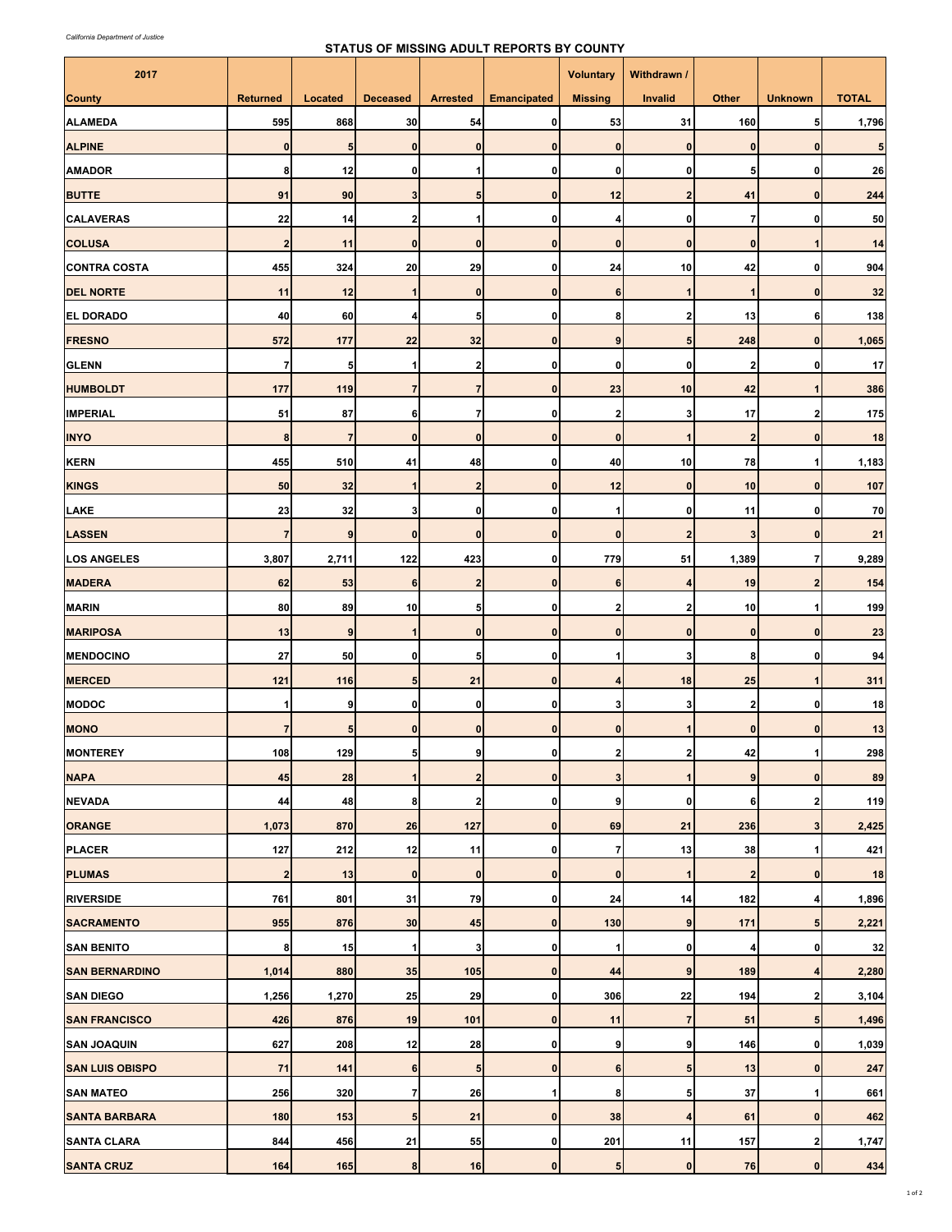*California Department of Justice*

**STATUS OF MISSING ADULT REPORTS BY COUNTY**

| 2017 | | | | | | Voluntary | Withdrawn / | | | |
|---|---|---|---|---|---|---|---|---|---|---|
| **County** | **Returned** | **Located** | **Deceased** | **Arrested** | **Emancipated** | **Missing** | **Invalid** | **Other** | **Unknown** | **TOTAL** |
| ALAMEDA | 595 | 868 | 30 | 54 | 0 | 53 | 31 | 160 | 5 | 1,796 |
| ALPINE | 0 | 5 | 0 | 0 | 0 | 0 | 0 | 0 | 0 | 5 |
| AMADOR | 8 | 12 | 0 | 1 | 0 | 0 | 0 | 5 | 0 | 26 |
| BUTTE | 91 | 90 | 3 | 5 | 0 | 12 | 2 | 41 | 0 | 244 |
| CALAVERAS | 22 | 14 | 2 | 1 | 0 | 4 | 0 | 7 | 0 | 50 |
| COLUSA | 2 | 11 | 0 | 0 | 0 | 0 | 0 | 0 | 1 | 14 |
| CONTRA COSTA | 455 | 324 | 20 | 29 | 0 | 24 | 10 | 42 | 0 | 904 |
| DEL NORTE | 11 | 12 | 1 | 0 | 0 | 6 | 1 | 1 | 0 | 32 |
| EL DORADO | 40 | 60 | 4 | 5 | 0 | 8 | 2 | 13 | 6 | 138 |
| FRESNO | 572 | 177 | 22 | 32 | 0 | 9 | 5 | 248 | 0 | 1,065 |
| GLENN | 7 | 5 | 1 | 2 | 0 | 0 | 0 | 2 | 0 | 17 |
| HUMBOLDT | 177 | 119 | 7 | 7 | 0 | 23 | 10 | 42 | 1 | 386 |
| IMPERIAL | 51 | 87 | 6 | 7 | 0 | 2 | 3 | 17 | 2 | 175 |
| INYO | 8 | 7 | 0 | 0 | 0 | 0 | 1 | 2 | 0 | 18 |
| KERN | 455 | 510 | 41 | 48 | 0 | 40 | 10 | 78 | 1 | 1,183 |
| KINGS | 50 | 32 | 1 | 2 | 0 | 12 | 0 | 10 | 0 | 107 |
| LAKE | 23 | 32 | 3 | 0 | 0 | 1 | 0 | 11 | 0 | 70 |
| LASSEN | 7 | 9 | 0 | 0 | 0 | 0 | 2 | 3 | 0 | 21 |
| LOS ANGELES | 3,807 | 2,711 | 122 | 423 | 0 | 779 | 51 | 1,389 | 7 | 9,289 |
| MADERA | 62 | 53 | 6 | 2 | 0 | 6 | 4 | 19 | 2 | 154 |
| MARIN | 80 | 89 | 10 | 5 | 0 | 2 | 2 | 10 | 1 | 199 |
| MARIPOSA | 13 | 9 | 1 | 0 | 0 | 0 | 0 | 0 | 0 | 23 |
| MENDOCINO | 27 | 50 | 0 | 5 | 0 | 1 | 3 | 8 | 0 | 94 |
| MERCED | 121 | 116 | 5 | 21 | 0 | 4 | 18 | 25 | 1 | 311 |
| MODOC | 1 | 9 | 0 | 0 | 0 | 3 | 3 | 2 | 0 | 18 |
| MONO | 7 | 5 | 0 | 0 | 0 | 0 | 1 | 0 | 0 | 13 |
| MONTEREY | 108 | 129 | 5 | 9 | 0 | 2 | 2 | 42 | 1 | 298 |
| NAPA | 45 | 28 | 1 | 2 | 0 | 3 | 1 | 9 | 0 | 89 |
| NEVADA | 44 | 48 | 8 | 2 | 0 | 9 | 0 | 6 | 2 | 119 |
| ORANGE | 1,073 | 870 | 26 | 127 | 0 | 69 | 21 | 236 | 3 | 2,425 |
| PLACER | 127 | 212 | 12 | 11 | 0 | 7 | 13 | 38 | 1 | 421 |
| PLUMAS | 2 | 13 | 0 | 0 | 0 | 0 | 1 | 2 | 0 | 18 |
| RIVERSIDE | 761 | 801 | 31 | 79 | 0 | 24 | 14 | 182 | 4 | 1,896 |
| SACRAMENTO | 955 | 876 | 30 | 45 | 0 | 130 | 9 | 171 | 5 | 2,221 |
| SAN BENITO | 8 | 15 | 1 | 3 | 0 | 1 | 0 | 4 | 0 | 32 |
| SAN BERNARDINO | 1,014 | 880 | 35 | 105 | 0 | 44 | 9 | 189 | 4 | 2,280 |
| SAN DIEGO | 1,256 | 1,270 | 25 | 29 | 0 | 306 | 22 | 194 | 2 | 3,104 |
| SAN FRANCISCO | 426 | 876 | 19 | 101 | 0 | 11 | 7 | 51 | 5 | 1,496 |
| SAN JOAQUIN | 627 | 208 | 12 | 28 | 0 | 9 | 9 | 146 | 0 | 1,039 |
| SAN LUIS OBISPO | 71 | 141 | 6 | 5 | 0 | 6 | 5 | 13 | 0 | 247 |
| SAN MATEO | 256 | 320 | 7 | 26 | 1 | 8 | 5 | 37 | 1 | 661 |
| SANTA BARBARA | 180 | 153 | 5 | 21 | 0 | 38 | 4 | 61 | 0 | 462 |
| SANTA CLARA | 844 | 456 | 21 | 55 | 0 | 201 | 11 | 157 | 2 | 1,747 |
| SANTA CRUZ | 164 | 165 | 8 | 16 | 0 | 5 | 0 | 76 | 0 | 434 |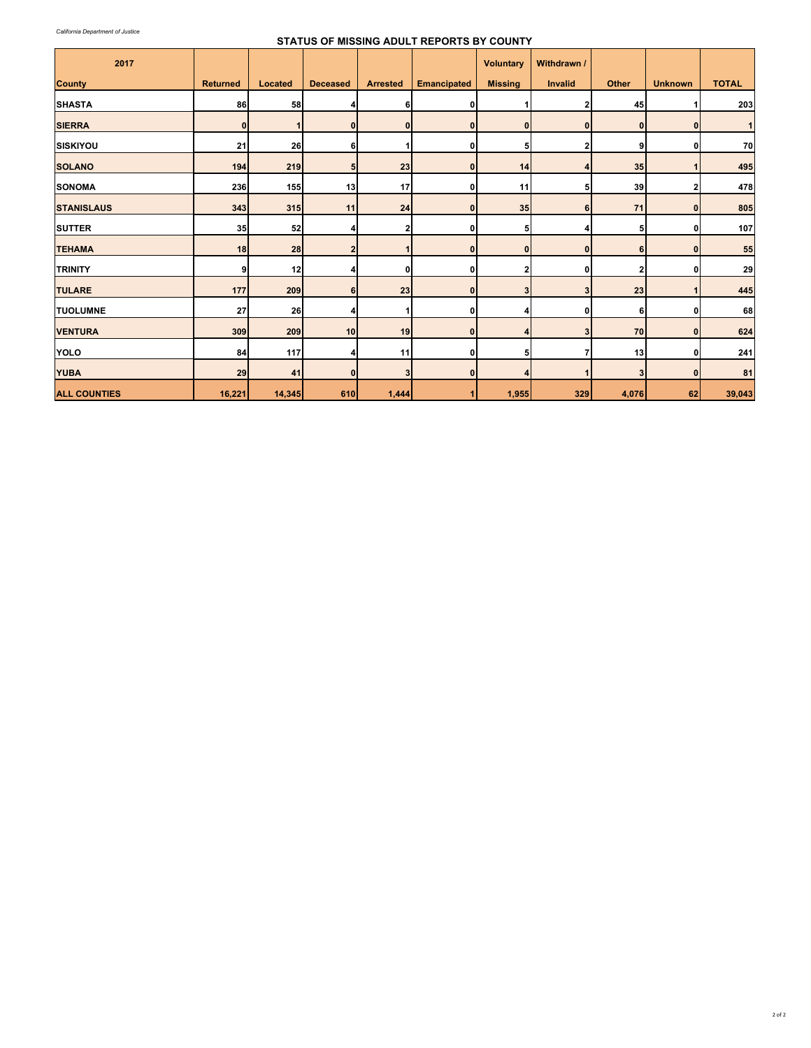## STATUS OF MISSING ADULT REPORTS BY COUNTY

| 2017 County | Returned | Located | Deceased | Arrested | Emancipated | Voluntary Missing | Withdrawn / Invalid | Other | Unknown | TOTAL |
|---|---|---|---|---|---|---|---|---|---|---|
| SHASTA | 86 | 58 | 4 | 6 | 0 | 1 | 2 | 45 | 1 | 203 |
| SIERRA | 0 | 1 | 0 | 0 | 0 | 0 | 0 | 0 | 0 | 1 |
| SISKIYOU | 21 | 26 | 6 | 1 | 0 | 5 | 2 | 9 | 0 | 70 |
| SOLANO | 194 | 219 | 5 | 23 | 0 | 14 | 4 | 35 | 1 | 495 |
| SONOMA | 236 | 155 | 13 | 17 | 0 | 11 | 5 | 39 | 2 | 478 |
| STANISLAUS | 343 | 315 | 11 | 24 | 0 | 35 | 6 | 71 | 0 | 805 |
| SUTTER | 35 | 52 | 4 | 2 | 0 | 5 | 4 | 5 | 0 | 107 |
| TEHAMA | 18 | 28 | 2 | 1 | 0 | 0 | 0 | 6 | 0 | 55 |
| TRINITY | 9 | 12 | 4 | 0 | 0 | 2 | 0 | 2 | 0 | 29 |
| TULARE | 177 | 209 | 6 | 23 | 0 | 3 | 3 | 23 | 1 | 445 |
| TUOLUMNE | 27 | 26 | 4 | 1 | 0 | 4 | 0 | 6 | 0 | 68 |
| VENTURA | 309 | 209 | 10 | 19 | 0 | 4 | 3 | 70 | 0 | 624 |
| YOLO | 84 | 117 | 4 | 11 | 0 | 5 | 7 | 13 | 0 | 241 |
| YUBA | 29 | 41 | 0 | 3 | 0 | 4 | 1 | 3 | 0 | 81 |
| ALL COUNTIES | 16,221 | 14,345 | 610 | 1,444 | 1 | 1,955 | 329 | 4,076 | 62 | 39,043 |